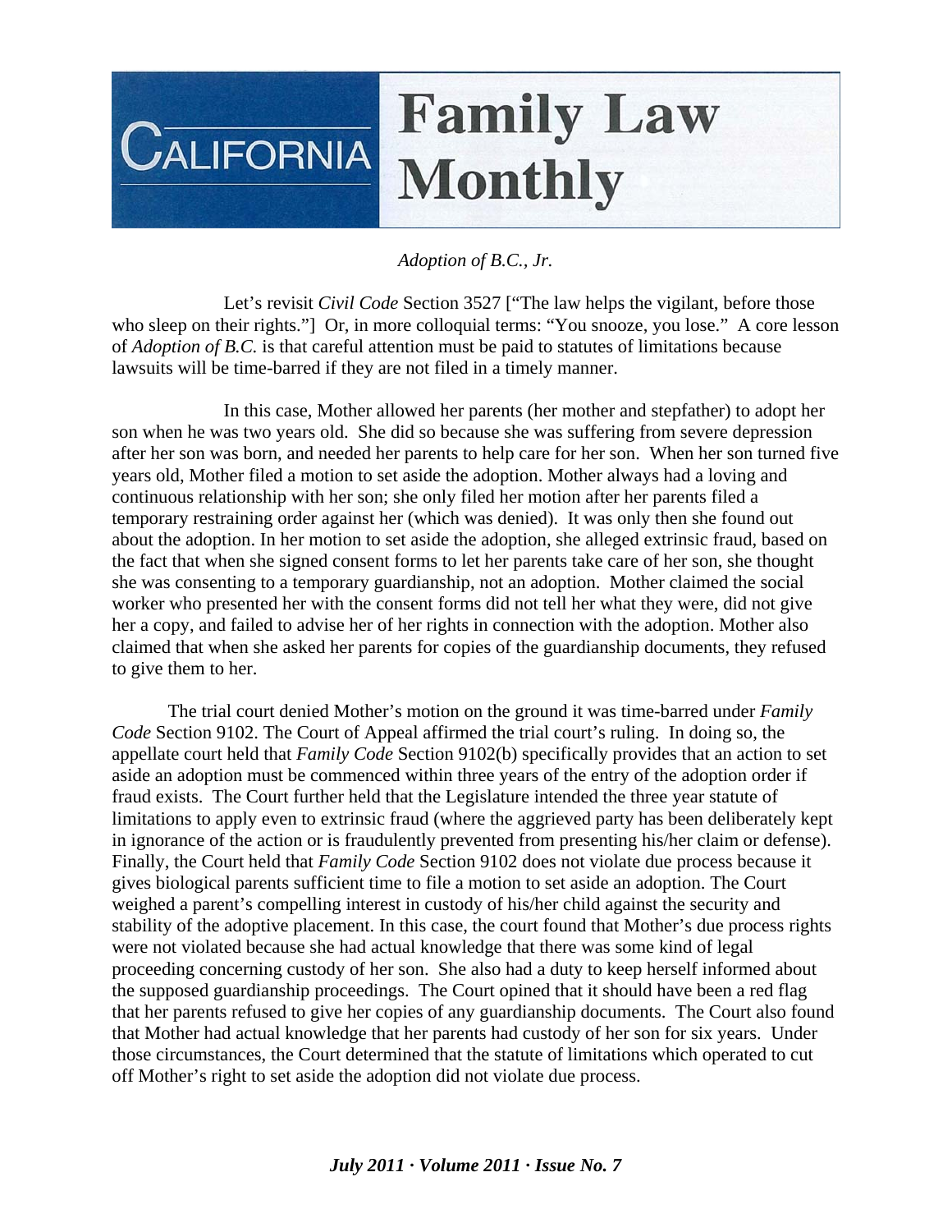# California Family Law Monthly

*Adoption of B.C., Jr.*

Let's revisit *Civil Code* Section 3527 ["The law helps the vigilant, before those who sleep on their rights."] Or, in more colloquial terms: "You snooze, you lose." A core lesson of *Adoption of B.C.* is that careful attention must be paid to statutes of limitations because lawsuits will be time-barred if they are not filed in a timely manner.

In this case, Mother allowed her parents (her mother and stepfather) to adopt her son when he was two years old. She did so because she was suffering from severe depression after her son was born, and needed her parents to help care for her son. When her son turned five years old, Mother filed a motion to set aside the adoption. Mother always had a loving and continuous relationship with her son; she only filed her motion after her parents filed a temporary restraining order against her (which was denied). It was only then she found out about the adoption. In her motion to set aside the adoption, she alleged extrinsic fraud, based on the fact that when she signed consent forms to let her parents take care of her son, she thought she was consenting to a temporary guardianship, not an adoption. Mother claimed the social worker who presented her with the consent forms did not tell her what they were, did not give her a copy, and failed to advise her of her rights in connection with the adoption. Mother also claimed that when she asked her parents for copies of the guardianship documents, they refused to give them to her.

The trial court denied Mother's motion on the ground it was time-barred under *Family Code* Section 9102. The Court of Appeal affirmed the trial court's ruling. In doing so, the appellate court held that *Family Code* Section 9102(b) specifically provides that an action to set aside an adoption must be commenced within three years of the entry of the adoption order if fraud exists. The Court further held that the Legislature intended the three year statute of limitations to apply even to extrinsic fraud (where the aggrieved party has been deliberately kept in ignorance of the action or is fraudulently prevented from presenting his/her claim or defense). Finally, the Court held that *Family Code* Section 9102 does not violate due process because it gives biological parents sufficient time to file a motion to set aside an adoption. The Court weighed a parent's compelling interest in custody of his/her child against the security and stability of the adoptive placement. In this case, the court found that Mother's due process rights were not violated because she had actual knowledge that there was some kind of legal proceeding concerning custody of her son. She also had a duty to keep herself informed about the supposed guardianship proceedings. The Court opined that it should have been a red flag that her parents refused to give her copies of any guardianship documents. The Court also found that Mother had actual knowledge that her parents had custody of her son for six years. Under those circumstances, the Court determined that the statute of limitations which operated to cut off Mother's right to set aside the adoption did not violate due process.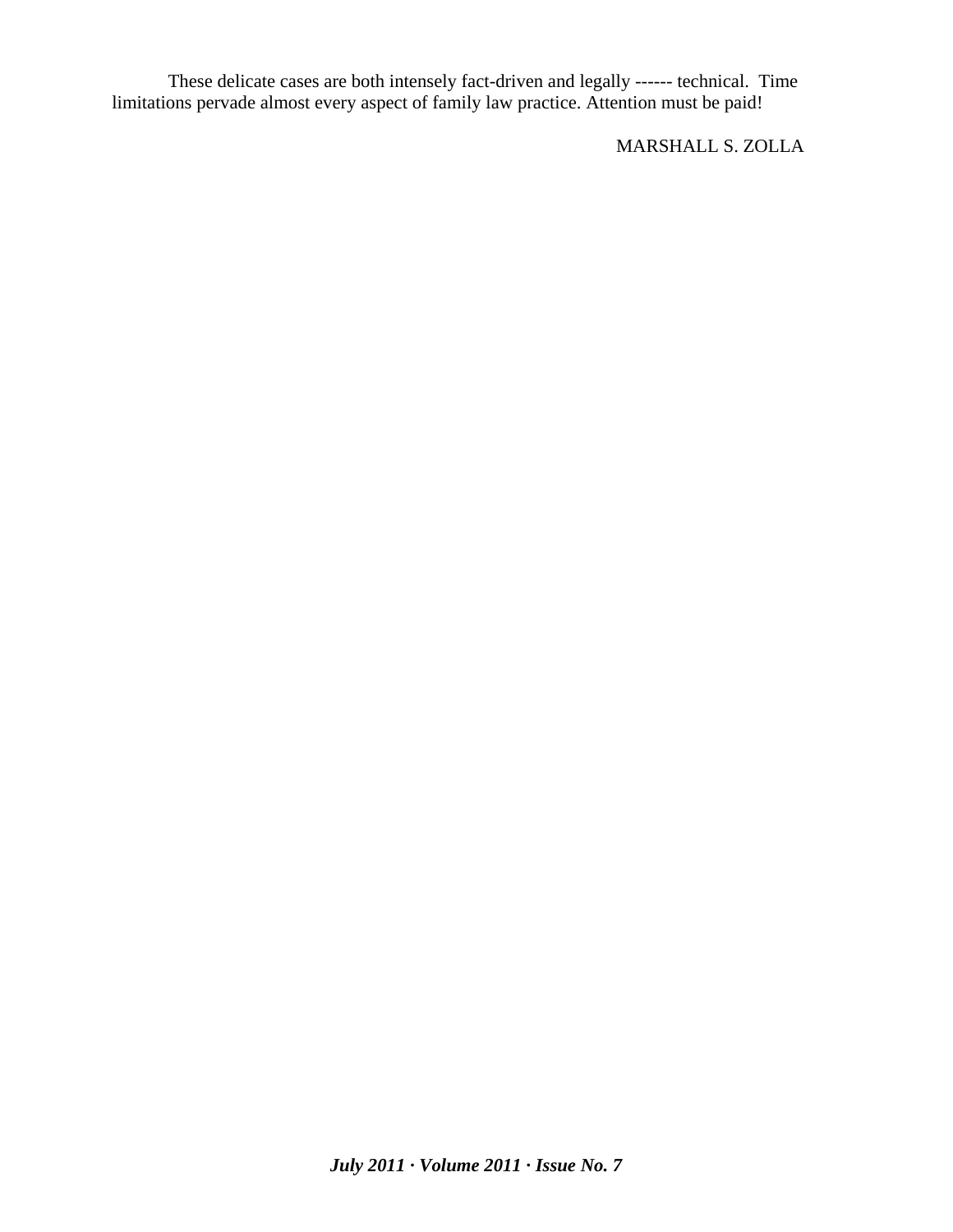These delicate cases are both intensely fact-driven and legally ------ technical. Time limitations pervade almost every aspect of family law practice. Attention must be paid!

MARSHALL S. ZOLLA